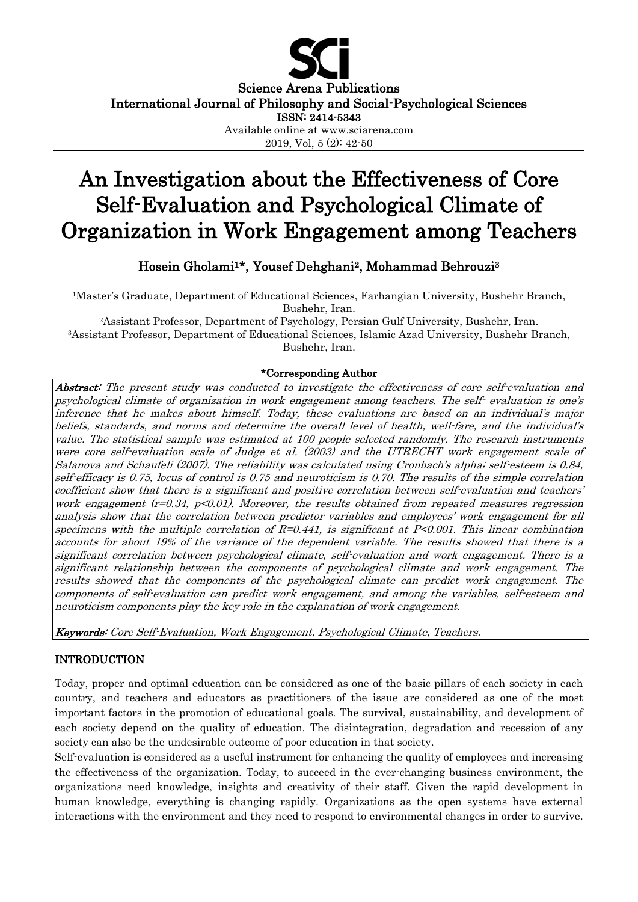Science Arena Publications
International Journal of Philosophy and Social-Psychological Sciences
ISSN: 2414-5343
Available online at www.sciarena.com

# An Investigation about the Effectiveness of Core Self-Evaluation and Psychological Climate of Organization in Work Engagement among Teachers

**Hosein Ghol­ami[1]\*, Yousef Dehghani[2], Mohammad Behrouzi[3]**

[1]Master's Graduate, Department of Educational Sciences, Farhangian University, Bushehr Branch, Bushehr, Iran.
[2]Assistant Professor, Department of Psychology, Persian Gulf University, Bushehr, Iran.
[3]Assistant Professor, Department of Educational Sciences, Islamic Azad University, Bushehr Branch, Bushehr, Iran.

**\*Corresponding Author**

***Abstract:*** *The present study was conducted to investigate the effectiveness of core self-evaluation and psychological climate of organization in work engagement among teachers. The self- evaluation is one's inference that he makes about himself. Today, these evaluations are based on an individual's major beliefs, standards, and norms and determine the overall level of health, well-fare, and the individual's value. The statistical sample was estimated at 100 people selected randomly. The research instruments were core self-evaluation scale of Judge et al. (2003) and the UTRECHT work engagement scale of Salanova and Schaufeli (2007). The reliability was calculated using Cronbach's alpha; self-esteem is 0.84, self-efficacy is 0.75, locus of control is 0.75 and neuroticism is 0.70. The results of the simple correlation coefficient show that there is a significant and positive correlation between self-evaluation and teachers' work engagement (r=0.34, p<0.01). Moreover, the results obtained from repeated measures regression analysis show that the correlation between predictor variables and employees' work engagement for all specimens with the multiple correlation of R=0.441, is significant at P<0.001. This linear combination accounts for about 19% of the variance of the dependent variable. The results showed that there is a significant correlation between psychological climate, self-evaluation and work engagement. There is a significant relationship between the components of psychological climate and work engagement. The results showed that the components of the psychological climate can predict work engagement. The components of self-evaluation can predict work engagement, and among the variables, self-esteem and neuroticism components play the key role in the explanation of work engagement.*

***Keywords:*** *Core Self-Evaluation, Work Engagement, Psychological Climate, Teachers.*

## INTRODUCTION

Today, proper and optimal education can be considered as one of the basic pillars of each society in each country, and teachers and educators as practitioners of the issue are considered as one of the most important factors in the promotion of educational goals. The survival, sustainability, and development of each society depend on the quality of education. The disintegration, degradation and recession of any society can also be the undesirable outcome of poor education in that society.

Self-evaluation is considered as a useful instrument for enhancing the quality of employees and increasing the effectiveness of the organization. Today, to succeed in the ever-changing business environment, the organizations need knowledge, insights and creativity of their staff. Given the rapid development in human knowledge, everything is changing rapidly. Organizations as the open systems have external interactions with the environment and they need to respond to environmental changes in order to survive.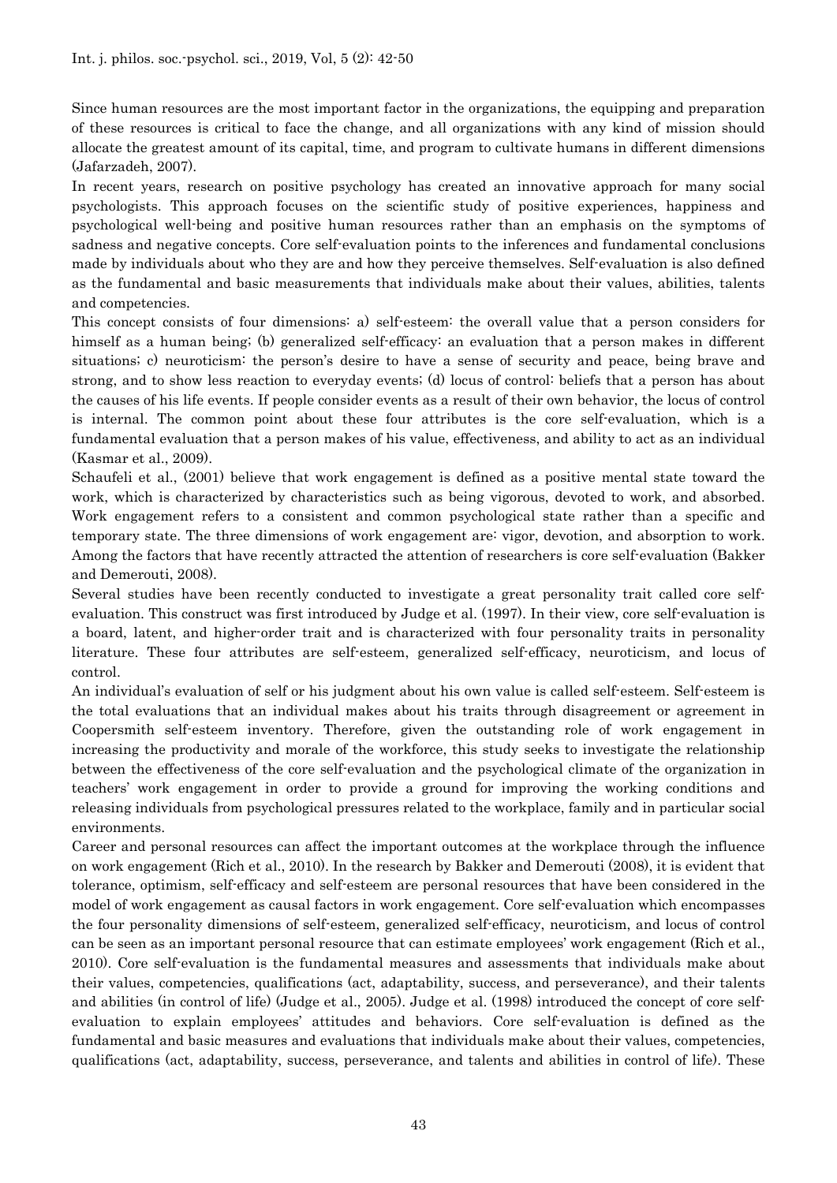Since human resources are the most important factor in the organizations, the equipping and preparation of these resources is critical to face the change, and all organizations with any kind of mission should allocate the greatest amount of its capital, time, and program to cultivate humans in different dimensions (Jafarzadeh, 2007).

In recent years, research on positive psychology has created an innovative approach for many social psychologists. This approach focuses on the scientific study of positive experiences, happiness and psychological well-being and positive human resources rather than an emphasis on the symptoms of sadness and negative concepts. Core self-evaluation points to the inferences and fundamental conclusions made by individuals about who they are and how they perceive themselves. Self-evaluation is also defined as the fundamental and basic measurements that individuals make about their values, abilities, talents and competencies.

This concept consists of four dimensions: a) self-esteem: the overall value that a person considers for himself as a human being; (b) generalized self-efficacy: an evaluation that a person makes in different situations; c) neuroticism: the person's desire to have a sense of security and peace, being brave and strong, and to show less reaction to everyday events; (d) locus of control: beliefs that a person has about the causes of his life events. If people consider events as a result of their own behavior, the locus of control is internal. The common point about these four attributes is the core self-evaluation, which is a fundamental evaluation that a person makes of his value, effectiveness, and ability to act as an individual (Kasmar et al., 2009).

Schaufeli et al., (2001) believe that work engagement is defined as a positive mental state toward the work, which is characterized by characteristics such as being vigorous, devoted to work, and absorbed. Work engagement refers to a consistent and common psychological state rather than a specific and temporary state. The three dimensions of work engagement are: vigor, devotion, and absorption to work. Among the factors that have recently attracted the attention of researchers is core self-evaluation (Bakker and Demerouti, 2008).

Several studies have been recently conducted to investigate a great personality trait called core self-evaluation. This construct was first introduced by Judge et al. (1997). In their view, core self-evaluation is a board, latent, and higher-order trait and is characterized with four personality traits in personality literature. These four attributes are self-esteem, generalized self-efficacy, neuroticism, and locus of control.

An individual's evaluation of self or his judgment about his own value is called self-esteem. Self-esteem is the total evaluations that an individual makes about his traits through disagreement or agreement in Coopersmith self-esteem inventory. Therefore, given the outstanding role of work engagement in increasing the productivity and morale of the workforce, this study seeks to investigate the relationship between the effectiveness of the core self-evaluation and the psychological climate of the organization in teachers' work engagement in order to provide a ground for improving the working conditions and releasing individuals from psychological pressures related to the workplace, family and in particular social environments.

Career and personal resources can affect the important outcomes at the workplace through the influence on work engagement (Rich et al., 2010). In the research by Bakker and Demerouti (2008), it is evident that tolerance, optimism, self-efficacy and self-esteem are personal resources that have been considered in the model of work engagement as causal factors in work engagement. Core self-evaluation which encompasses the four personality dimensions of self-esteem, generalized self-efficacy, neuroticism, and locus of control can be seen as an important personal resource that can estimate employees' work engagement (Rich et al., 2010). Core self-evaluation is the fundamental measures and assessments that individuals make about their values, competencies, qualifications (act, adaptability, success, and perseverance), and their talents and abilities (in control of life) (Judge et al., 2005). Judge et al. (1998) introduced the concept of core self-evaluation to explain employees' attitudes and behaviors. Core self-evaluation is defined as the fundamental and basic measures and evaluations that individuals make about their values, competencies, qualifications (act, adaptability, success, perseverance, and talents and abilities in control of life). These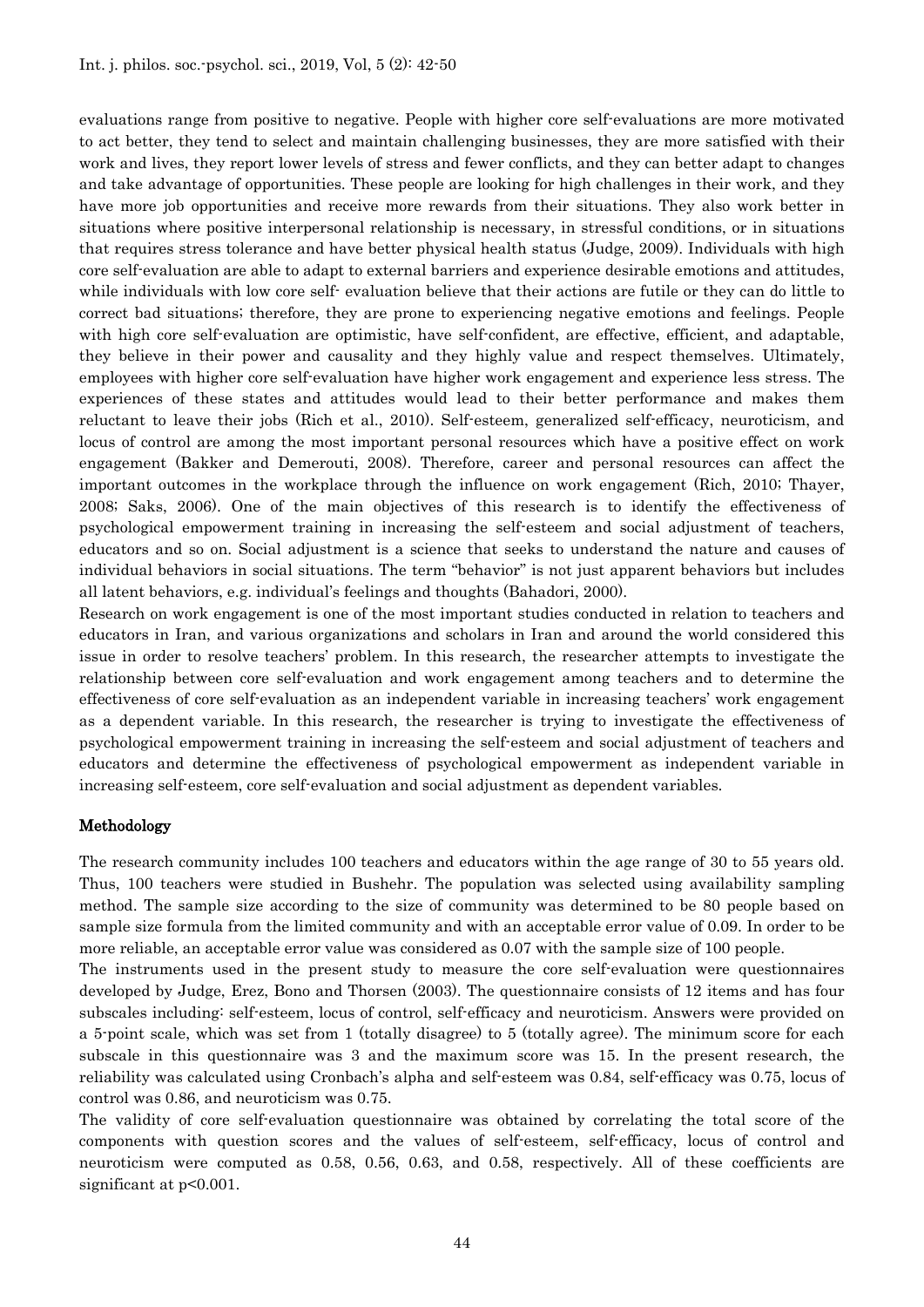evaluations range from positive to negative. People with higher core self-evaluations are more motivated to act better, they tend to select and maintain challenging businesses, they are more satisfied with their work and lives, they report lower levels of stress and fewer conflicts, and they can better adapt to changes and take advantage of opportunities. These people are looking for high challenges in their work, and they have more job opportunities and receive more rewards from their situations. They also work better in situations where positive interpersonal relationship is necessary, in stressful conditions, or in situations that requires stress tolerance and have better physical health status (Judge, 2009). Individuals with high core self-evaluation are able to adapt to external barriers and experience desirable emotions and attitudes, while individuals with low core self- evaluation believe that their actions are futile or they can do little to correct bad situations; therefore, they are prone to experiencing negative emotions and feelings. People with high core self-evaluation are optimistic, have self-confident, are effective, efficient, and adaptable, they believe in their power and causality and they highly value and respect themselves. Ultimately, employees with higher core self-evaluation have higher work engagement and experience less stress. The experiences of these states and attitudes would lead to their better performance and makes them reluctant to leave their jobs (Rich et al., 2010). Self-esteem, generalized self-efficacy, neuroticism, and locus of control are among the most important personal resources which have a positive effect on work engagement (Bakker and Demerouti, 2008). Therefore, career and personal resources can affect the important outcomes in the workplace through the influence on work engagement (Rich, 2010; Thayer, 2008; Saks, 2006). One of the main objectives of this research is to identify the effectiveness of psychological empowerment training in increasing the self-esteem and social adjustment of teachers, educators and so on. Social adjustment is a science that seeks to understand the nature and causes of individual behaviors in social situations. The term "behavior" is not just apparent behaviors but includes all latent behaviors, e.g. individual's feelings and thoughts (Bahadori, 2000).

Research on work engagement is one of the most important studies conducted in relation to teachers and educators in Iran, and various organizations and scholars in Iran and around the world considered this issue in order to resolve teachers' problem. In this research, the researcher attempts to investigate the relationship between core self-evaluation and work engagement among teachers and to determine the effectiveness of core self-evaluation as an independent variable in increasing teachers' work engagement as a dependent variable. In this research, the researcher is trying to investigate the effectiveness of psychological empowerment training in increasing the self-esteem and social adjustment of teachers and educators and determine the effectiveness of psychological empowerment as independent variable in increasing self-esteem, core self-evaluation and social adjustment as dependent variables.

## Methodology

The research community includes 100 teachers and educators within the age range of 30 to 55 years old. Thus, 100 teachers were studied in Bushehr. The population was selected using availability sampling method. The sample size according to the size of community was determined to be 80 people based on sample size formula from the limited community and with an acceptable error value of 0.09. In order to be more reliable, an acceptable error value was considered as 0.07 with the sample size of 100 people.

The instruments used in the present study to measure the core self-evaluation were questionnaires developed by Judge, Erez, Bono and Thorsen (2003). The questionnaire consists of 12 items and has four subscales including: self-esteem, locus of control, self-efficacy and neuroticism. Answers were provided on a 5-point scale, which was set from 1 (totally disagree) to 5 (totally agree). The minimum score for each subscale in this questionnaire was 3 and the maximum score was 15. In the present research, the reliability was calculated using Cronbach's alpha and self-esteem was 0.84, self-efficacy was 0.75, locus of control was 0.86, and neuroticism was 0.75.

The validity of core self-evaluation questionnaire was obtained by correlating the total score of the components with question scores and the values of self-esteem, self-efficacy, locus of control and neuroticism were computed as 0.58, 0.56, 0.63, and 0.58, respectively. All of these coefficients are significant at $p<0.001$.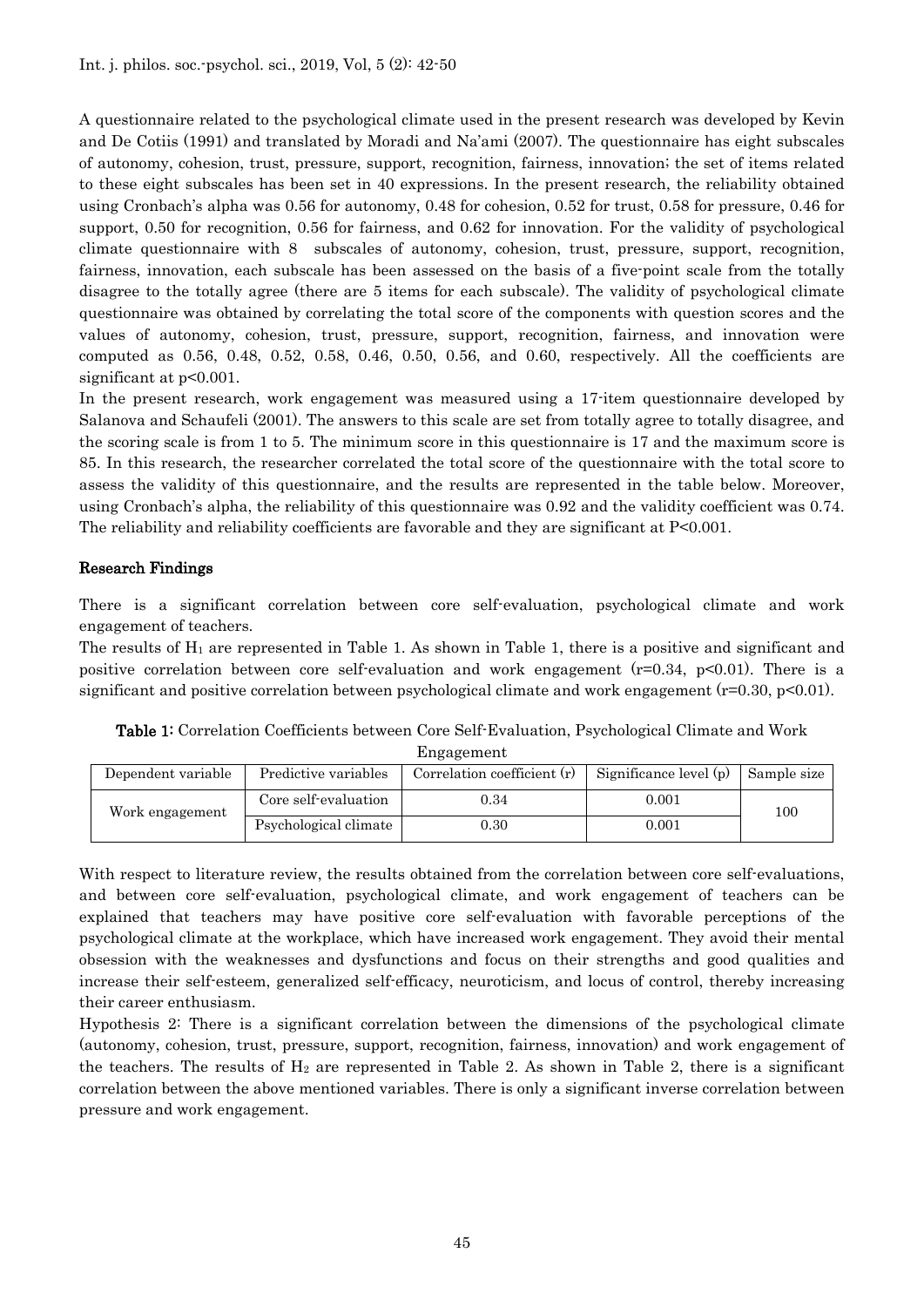A questionnaire related to the psychological climate used in the present research was developed by Kevin and De Cotiis (1991) and translated by Moradi and Na'ami (2007). The questionnaire has eight subscales of autonomy, cohesion, trust, pressure, support, recognition, fairness, innovation; the set of items related to these eight subscales has been set in 40 expressions. In the present research, the reliability obtained using Cronbach's alpha was 0.56 for autonomy, 0.48 for cohesion, 0.52 for trust, 0.58 for pressure, 0.46 for support, 0.50 for recognition, 0.56 for fairness, and 0.62 for innovation. For the validity of psychological climate questionnaire with 8 subscales of autonomy, cohesion, trust, pressure, support, recognition, fairness, innovation, each subscale has been assessed on the basis of a five-point scale from the totally disagree to the totally agree (there are 5 items for each subscale). The validity of psychological climate questionnaire was obtained by correlating the total score of the components with question scores and the values of autonomy, cohesion, trust, pressure, support, recognition, fairness, and innovation were computed as 0.56, 0.48, 0.52, 0.58, 0.46, 0.50, 0.56, and 0.60, respectively. All the coefficients are significant at $p<0.001$.

In the present research, work engagement was measured using a 17-item questionnaire developed by Salanova and Schaufeli (2001). The answers to this scale are set from totally agree to totally disagree, and the scoring scale is from 1 to 5. The minimum score in this questionnaire is 17 and the maximum score is 85. In this research, the researcher correlated the total score of the questionnaire with the total score to assess the validity of this questionnaire, and the results are represented in the table below. Moreover, using Cronbach's alpha, the reliability of this questionnaire was 0.92 and the validity coefficient was 0.74. The reliability and reliability coefficients are favorable and they are significant at $P<0.001$.

## Research Findings

There is a significant correlation between core self-evaluation, psychological climate and work engagement of teachers.

The results of $H_1$ are represented in Table 1. As shown in Table 1, there is a positive and significant and positive correlation between core self-evaluation and work engagement ($r=0.34$, $p<0.01$). There is a significant and positive correlation between psychological climate and work engagement ($r=0.30$, $p<0.01$).

**Table 1:** Correlation Coefficients between Core Self-Evaluation, Psychological Climate and Work Engagement

| Dependent variable | Predictive variables | Correlation coefficient (r) | Significance level (p) | Sample size |
|---|---|---|---|---|
| Work engagement | Core self-evaluation | 0.34 | 0.001 | 100 |
| | Psychological climate | 0.30 | 0.001 | |

With respect to literature review, the results obtained from the correlation between core self-evaluations, and between core self-evaluation, psychological climate, and work engagement of teachers can be explained that teachers may have positive core self-evaluation with favorable perceptions of the psychological climate at the workplace, which have increased work engagement. They avoid their mental obsession with the weaknesses and dysfunctions and focus on their strengths and good qualities and increase their self-esteem, generalized self-efficacy, neuroticism, and locus of control, thereby increasing their career enthusiasm.

Hypothesis 2: There is a significant correlation between the dimensions of the psychological climate (autonomy, cohesion, trust, pressure, support, recognition, fairness, innovation) and work engagement of the teachers. The results of $H_2$ are represented in Table 2. As shown in Table 2, there is a significant correlation between the above mentioned variables. There is only a significant inverse correlation between pressure and work engagement.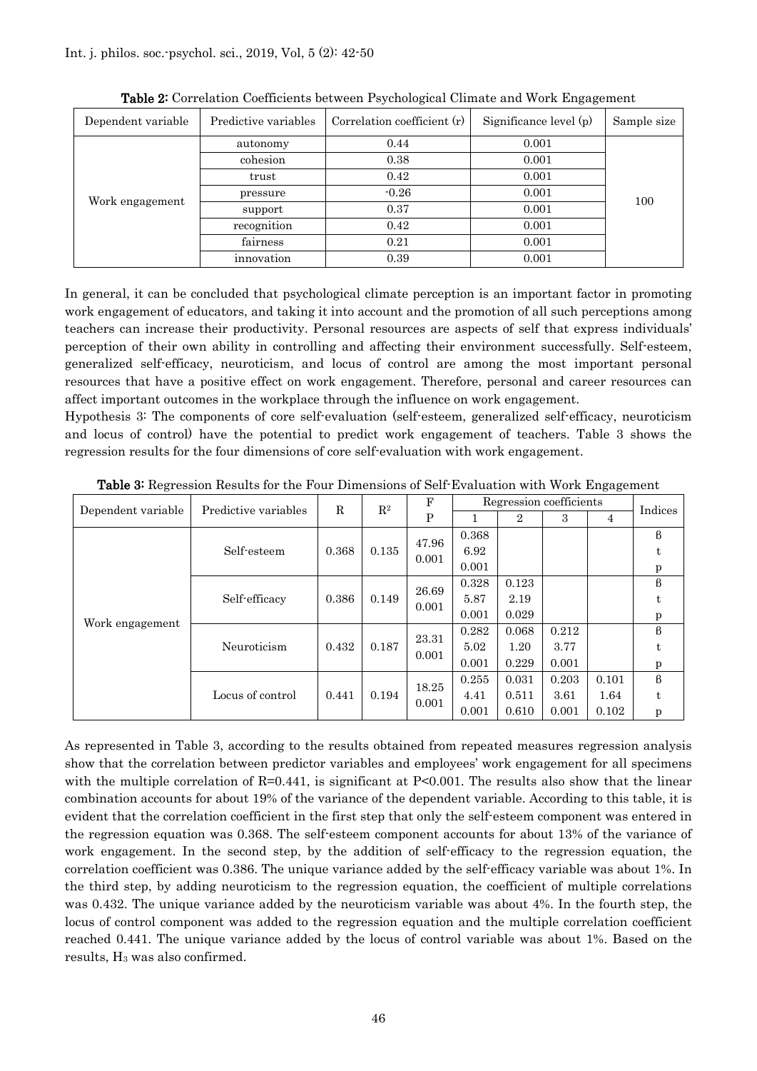**Table 2:** Correlation Coefficients between Psychological Climate and Work Engagement

| Dependent variable | Predictive variables | Correlation coefficient (r) | Significance level (p) | Sample size |
|---|---|---|---|---|
| Work engagement | autonomy | 0.44 | 0.001 | 100 |
| | cohesion | 0.38 | 0.001 | |
| | trust | 0.42 | 0.001 | |
| | pressure | -0.26 | 0.001 | |
| | support | 0.37 | 0.001 | |
| | recognition | 0.42 | 0.001 | |
| | fairness | 0.21 | 0.001 | |
| | innovation | 0.39 | 0.001 | |

In general, it can be concluded that psychological climate perception is an important factor in promoting work engagement of educators, and taking it into account and the promotion of all such perceptions among teachers can increase their productivity. Personal resources are aspects of self that express individuals' perception of their own ability in controlling and affecting their environment successfully. Self-esteem, generalized self-efficacy, neuroticism, and locus of control are among the most important personal resources that have a positive effect on work engagement. Therefore, personal and career resources can affect important outcomes in the workplace through the influence on work engagement.

Hypothesis 3: The components of core self-evaluation (self-esteem, generalized self-efficacy, neuroticism and locus of control) have the potential to predict work engagement of teachers. Table 3 shows the regression results for the four dimensions of core self-evaluation with work engagement.

**Table 3:** Regression Results for the Four Dimensions of Self-Evaluation with Work Engagement

| Dependent variable | Predictive variables | R | $R^2$ | F / P | Regression coefficients 1 | 2 | 3 | 4 | Indices |
|---|---|---|---|---|---|---|---|---|---|
| Work engagement | Self-esteem | 0.368 | 0.135 | 47.96 | 0.368 | | | | ß |
| | | | | 0.001 | 6.92 | | | | t |
| | | | | | 0.001 | | | | p |
| | Self-efficacy | 0.386 | 0.149 | 26.69 | 0.328 | 0.123 | | | ß |
| | | | | 0.001 | 5.87 | 2.19 | | | t |
| | | | | | 0.001 | 0.029 | | | p |
| | Neuroticism | 0.432 | 0.187 | 23.31 | 0.282 | 0.068 | 0.212 | | ß |
| | | | | 0.001 | 5.02 | 1.20 | 3.77 | | t |
| | | | | | 0.001 | 0.229 | 0.001 | | p |
| | Locus of control | 0.441 | 0.194 | 18.25 | 0.255 | 0.031 | 0.203 | 0.101 | ß |
| | | | | 0.001 | 4.41 | 0.511 | 3.61 | 1.64 | t |
| | | | | | 0.001 | 0.610 | 0.001 | 0.102 | p |

As represented in Table 3, according to the results obtained from repeated measures regression analysis show that the correlation between predictor variables and employees' work engagement for all specimens with the multiple correlation of R=0.441, is significant at P<0.001. The results also show that the linear combination accounts for about 19% of the variance of the dependent variable. According to this table, it is evident that the correlation coefficient in the first step that only the self-esteem component was entered in the regression equation was 0.368. The self-esteem component accounts for about 13% of the variance of work engagement. In the second step, by the addition of self-efficacy to the regression equation, the correlation coefficient was 0.386. The unique variance added by the self-efficacy variable was about 1%. In the third step, by adding neuroticism to the regression equation, the coefficient of multiple correlations was 0.432. The unique variance added by the neuroticism variable was about 4%. In the fourth step, the locus of control component was added to the regression equation and the multiple correlation coefficient reached 0.441. The unique variance added by the locus of control variable was about 1%. Based on the results, $H_3$ was also confirmed.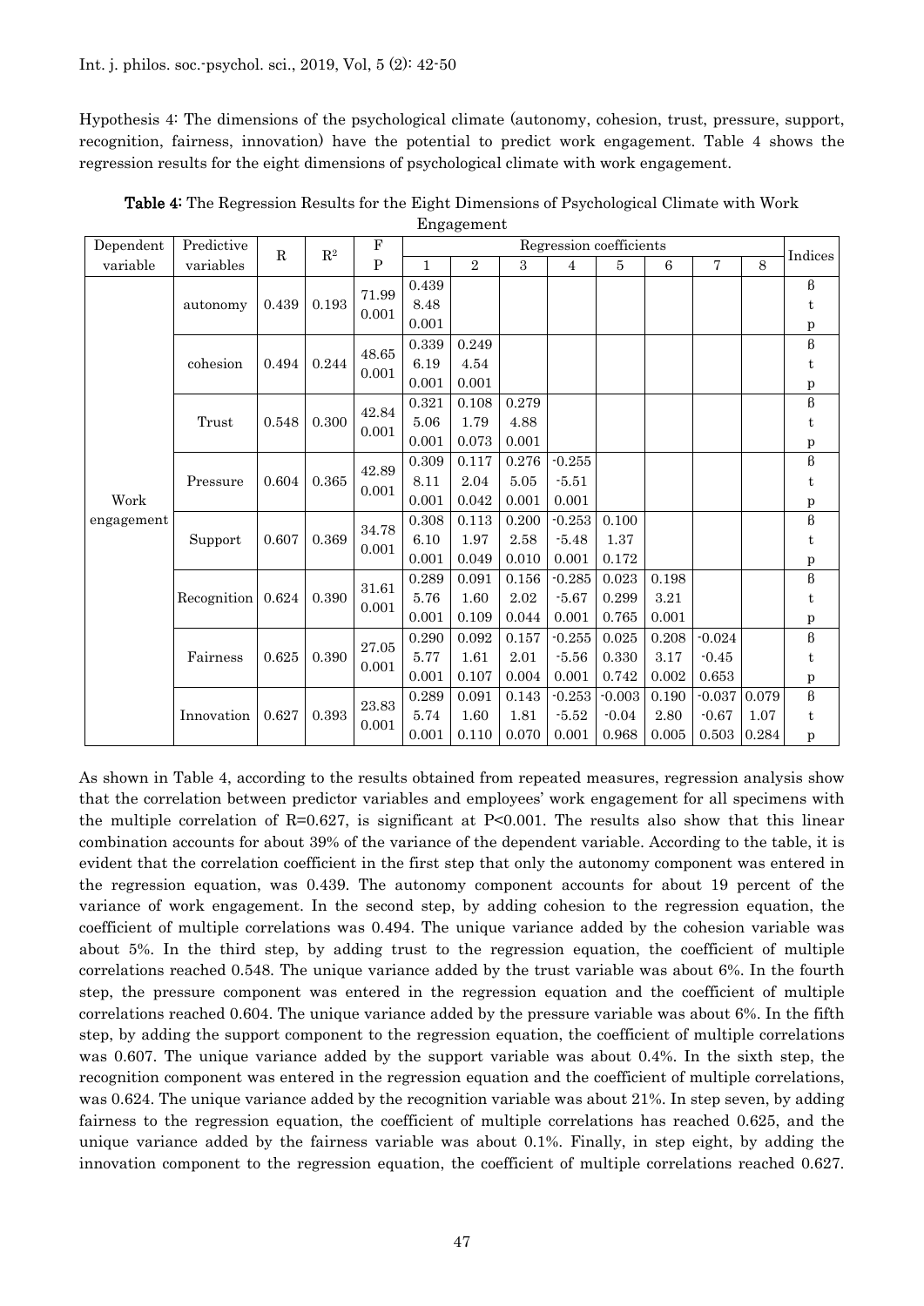Hypothesis 4: The dimensions of the psychological climate (autonomy, cohesion, trust, pressure, support, recognition, fairness, innovation) have the potential to predict work engagement. Table 4 shows the regression results for the eight dimensions of psychological climate with work engagement.

**Table 4:** The Regression Results for the Eight Dimensions of Psychological Climate with Work Engagement

| Dependent variable | Predictive variables | R | $R^2$ | F / P | Regression coefficients 1 | 2 | 3 | 4 | 5 | 6 | 7 | 8 | Indices |
|---|---|---|---|---|---|---|---|---|---|---|---|---|---|
| Work engagement | autonomy | 0.439 | 0.193 | 71.99 | 0.439 | | | | | | | | β |
| | | | | 0.001 | 8.48 | | | | | | | | t |
| | | | | | 0.001 | | | | | | | | p |
| | cohesion | 0.494 | 0.244 | 48.65 | 0.339 | 0.249 | | | | | | | β |
| | | | | 0.001 | 6.19 | 4.54 | | | | | | | t |
| | | | | | 0.001 | 0.001 | | | | | | | p |
| | Trust | 0.548 | 0.300 | 42.84 | 0.321 | 0.108 | 0.279 | | | | | | β |
| | | | | 0.001 | 5.06 | 1.79 | 4.88 | | | | | | t |
| | | | | | 0.001 | 0.073 | 0.001 | | | | | | p |
| | Pressure | 0.604 | 0.365 | 42.89 | 0.309 | 0.117 | 0.276 | -0.255 | | | | | β |
| | | | | 0.001 | 8.11 | 2.04 | 5.05 | -5.51 | | | | | t |
| | | | | | 0.001 | 0.042 | 0.001 | 0.001 | | | | | p |
| | Support | 0.607 | 0.369 | 34.78 | 0.308 | 0.113 | 0.200 | -0.253 | 0.100 | | | | β |
| | | | | 0.001 | 6.10 | 1.97 | 2.58 | -5.48 | 1.37 | | | | t |
| | | | | | 0.001 | 0.049 | 0.010 | 0.001 | 0.172 | | | | p |
| | Recognition | 0.624 | 0.390 | 31.61 | 0.289 | 0.091 | 0.156 | -0.285 | 0.023 | 0.198 | | | β |
| | | | | 0.001 | 5.76 | 1.60 | 2.02 | -5.67 | 0.299 | 3.21 | | | t |
| | | | | | 0.001 | 0.109 | 0.044 | 0.001 | 0.765 | 0.001 | | | p |
| | Fairness | 0.625 | 0.390 | 27.05 | 0.290 | 0.092 | 0.157 | -0.255 | 0.025 | 0.208 | -0.024 | | β |
| | | | | 0.001 | 5.77 | 1.61 | 2.01 | -5.56 | 0.330 | 3.17 | -0.45 | | t |
| | | | | | 0.001 | 0.107 | 0.004 | 0.001 | 0.742 | 0.002 | 0.653 | | p |
| | Innovation | 0.627 | 0.393 | 23.83 | 0.289 | 0.091 | 0.143 | -0.253 | -0.003 | 0.190 | -0.037 | 0.079 | β |
| | | | | 0.001 | 5.74 | 1.60 | 1.81 | -5.52 | -0.04 | 2.80 | -0.67 | 1.07 | t |
| | | | | | 0.001 | 0.110 | 0.070 | 0.001 | 0.968 | 0.005 | 0.503 | 0.284 | p |

As shown in Table 4, according to the results obtained from repeated measures, regression analysis show that the correlation between predictor variables and employees' work engagement for all specimens with the multiple correlation of R=0.627, is significant at P<0.001. The results also show that this linear combination accounts for about 39% of the variance of the dependent variable. According to the table, it is evident that the correlation coefficient in the first step that only the autonomy component was entered in the regression equation, was 0.439. The autonomy component accounts for about 19 percent of the variance of work engagement. In the second step, by adding cohesion to the regression equation, the coefficient of multiple correlations was 0.494. The unique variance added by the cohesion variable was about 5%. In the third step, by adding trust to the regression equation, the coefficient of multiple correlations reached 0.548. The unique variance added by the trust variable was about 6%. In the fourth step, the pressure component was entered in the regression equation and the coefficient of multiple correlations reached 0.604. The unique variance added by the pressure variable was about 6%. In the fifth step, by adding the support component to the regression equation, the coefficient of multiple correlations was 0.607. The unique variance added by the support variable was about 0.4%. In the sixth step, the recognition component was entered in the regression equation and the coefficient of multiple correlations, was 0.624. The unique variance added by the recognition variable was about 21%. In step seven, by adding fairness to the regression equation, the coefficient of multiple correlations has reached 0.625, and the unique variance added by the fairness variable was about 0.1%. Finally, in step eight, by adding the innovation component to the regression equation, the coefficient of multiple correlations reached 0.627.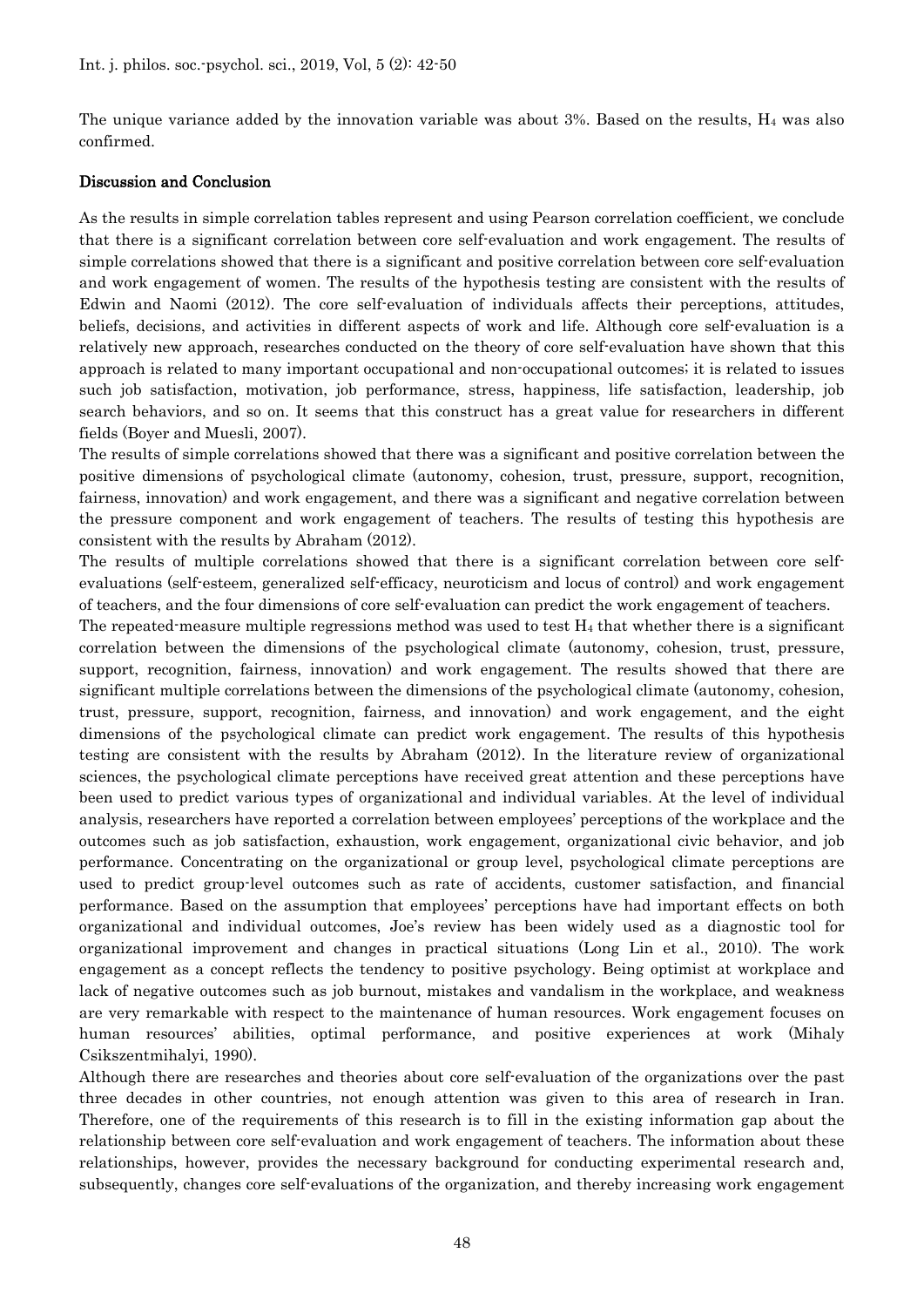The unique variance added by the innovation variable was about 3%. Based on the results, $H_4$ was also confirmed.

## Discussion and Conclusion

As the results in simple correlation tables represent and using Pearson correlation coefficient, we conclude that there is a significant correlation between core self-evaluation and work engagement. The results of simple correlations showed that there is a significant and positive correlation between core self-evaluation and work engagement of women. The results of the hypothesis testing are consistent with the results of Edwin and Naomi (2012). The core self-evaluation of individuals affects their perceptions, attitudes, beliefs, decisions, and activities in different aspects of work and life. Although core self-evaluation is a relatively new approach, researches conducted on the theory of core self-evaluation have shown that this approach is related to many important occupational and non-occupational outcomes; it is related to issues such job satisfaction, motivation, job performance, stress, happiness, life satisfaction, leadership, job search behaviors, and so on. It seems that this construct has a great value for researchers in different fields (Boyer and Muesli, 2007).

The results of simple correlations showed that there was a significant and positive correlation between the positive dimensions of psychological climate (autonomy, cohesion, trust, pressure, support, recognition, fairness, innovation) and work engagement, and there was a significant and negative correlation between the pressure component and work engagement of teachers. The results of testing this hypothesis are consistent with the results by Abraham (2012).

The results of multiple correlations showed that there is a significant correlation between core self-evaluations (self-esteem, generalized self-efficacy, neuroticism and locus of control) and work engagement of teachers, and the four dimensions of core self-evaluation can predict the work engagement of teachers.

The repeated-measure multiple regressions method was used to test $H_4$ that whether there is a significant correlation between the dimensions of the psychological climate (autonomy, cohesion, trust, pressure, support, recognition, fairness, innovation) and work engagement. The results showed that there are significant multiple correlations between the dimensions of the psychological climate (autonomy, cohesion, trust, pressure, support, recognition, fairness, and innovation) and work engagement, and the eight dimensions of the psychological climate can predict work engagement. The results of this hypothesis testing are consistent with the results by Abraham (2012). In the literature review of organizational sciences, the psychological climate perceptions have received great attention and these perceptions have been used to predict various types of organizational and individual variables. At the level of individual analysis, researchers have reported a correlation between employees' perceptions of the workplace and the outcomes such as job satisfaction, exhaustion, work engagement, organizational civic behavior, and job performance. Concentrating on the organizational or group level, psychological climate perceptions are used to predict group-level outcomes such as rate of accidents, customer satisfaction, and financial performance. Based on the assumption that employees' perceptions have had important effects on both organizational and individual outcomes, Joe's review has been widely used as a diagnostic tool for organizational improvement and changes in practical situations (Long Lin et al., 2010). The work engagement as a concept reflects the tendency to positive psychology. Being optimist at workplace and lack of negative outcomes such as job burnout, mistakes and vandalism in the workplace, and weakness are very remarkable with respect to the maintenance of human resources. Work engagement focuses on human resources' abilities, optimal performance, and positive experiences at work (Mihaly Csikszentmihalyi, 1990).

Although there are researches and theories about core self-evaluation of the organizations over the past three decades in other countries, not enough attention was given to this area of research in Iran. Therefore, one of the requirements of this research is to fill in the existing information gap about the relationship between core self-evaluation and work engagement of teachers. The information about these relationships, however, provides the necessary background for conducting experimental research and, subsequently, changes core self-evaluations of the organization, and thereby increasing work engagement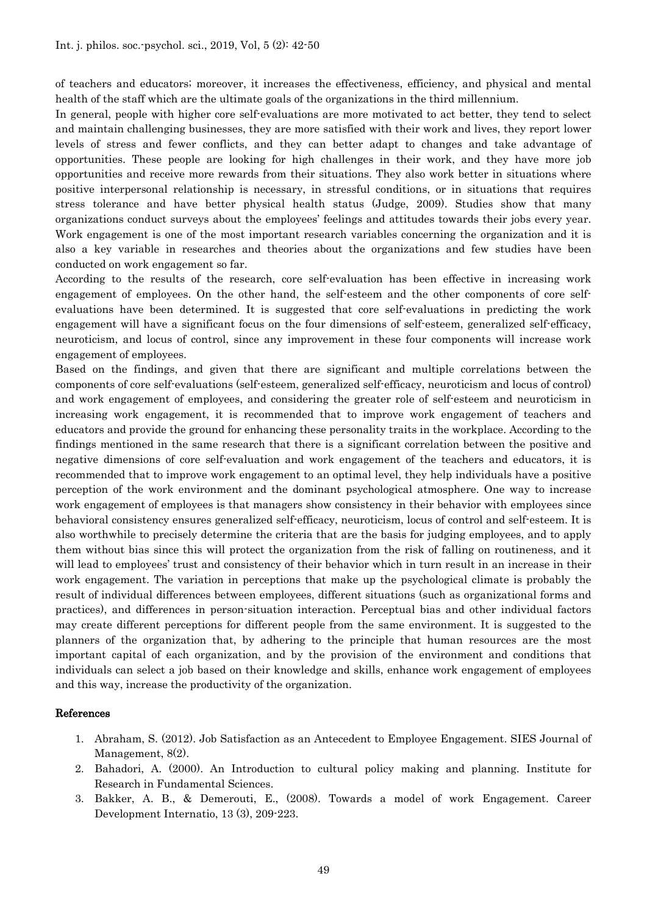of teachers and educators; moreover, it increases the effectiveness, efficiency, and physical and mental health of the staff which are the ultimate goals of the organizations in the third millennium.

In general, people with higher core self-evaluations are more motivated to act better, they tend to select and maintain challenging businesses, they are more satisfied with their work and lives, they report lower levels of stress and fewer conflicts, and they can better adapt to changes and take advantage of opportunities. These people are looking for high challenges in their work, and they have more job opportunities and receive more rewards from their situations. They also work better in situations where positive interpersonal relationship is necessary, in stressful conditions, or in situations that requires stress tolerance and have better physical health status (Judge, 2009). Studies show that many organizations conduct surveys about the employees' feelings and attitudes towards their jobs every year. Work engagement is one of the most important research variables concerning the organization and it is also a key variable in researches and theories about the organizations and few studies have been conducted on work engagement so far.

According to the results of the research, core self-evaluation has been effective in increasing work engagement of employees. On the other hand, the self-esteem and the other components of core self-evaluations have been determined. It is suggested that core self-evaluations in predicting the work engagement will have a significant focus on the four dimensions of self-esteem, generalized self-efficacy, neuroticism, and locus of control, since any improvement in these four components will increase work engagement of employees.

Based on the findings, and given that there are significant and multiple correlations between the components of core self-evaluations (self-esteem, generalized self-efficacy, neuroticism and locus of control) and work engagement of employees, and considering the greater role of self-esteem and neuroticism in increasing work engagement, it is recommended that to improve work engagement of teachers and educators and provide the ground for enhancing these personality traits in the workplace. According to the findings mentioned in the same research that there is a significant correlation between the positive and negative dimensions of core self-evaluation and work engagement of the teachers and educators, it is recommended that to improve work engagement to an optimal level, they help individuals have a positive perception of the work environment and the dominant psychological atmosphere. One way to increase work engagement of employees is that managers show consistency in their behavior with employees since behavioral consistency ensures generalized self-efficacy, neuroticism, locus of control and self-esteem. It is also worthwhile to precisely determine the criteria that are the basis for judging employees, and to apply them without bias since this will protect the organization from the risk of falling on routineness, and it will lead to employees' trust and consistency of their behavior which in turn result in an increase in their work engagement. The variation in perceptions that make up the psychological climate is probably the result of individual differences between employees, different situations (such as organizational forms and practices), and differences in person-situation interaction. Perceptual bias and other individual factors may create different perceptions for different people from the same environment. It is suggested to the planners of the organization that, by adhering to the principle that human resources are the most important capital of each organization, and by the provision of the environment and conditions that individuals can select a job based on their knowledge and skills, enhance work engagement of employees and this way, increase the productivity of the organization.

## References

1. Abraham, S. (2012). Job Satisfaction as an Antecedent to Employee Engagement. SIES Journal of Management, 8(2).
2. Bahadori, A. (2000). An Introduction to cultural policy making and planning. Institute for Research in Fundamental Sciences.
3. Bakker, A. B., & Demerouti, E., (2008). Towards a model of work Engagement. Career Development Internatio, 13 (3), 209-223.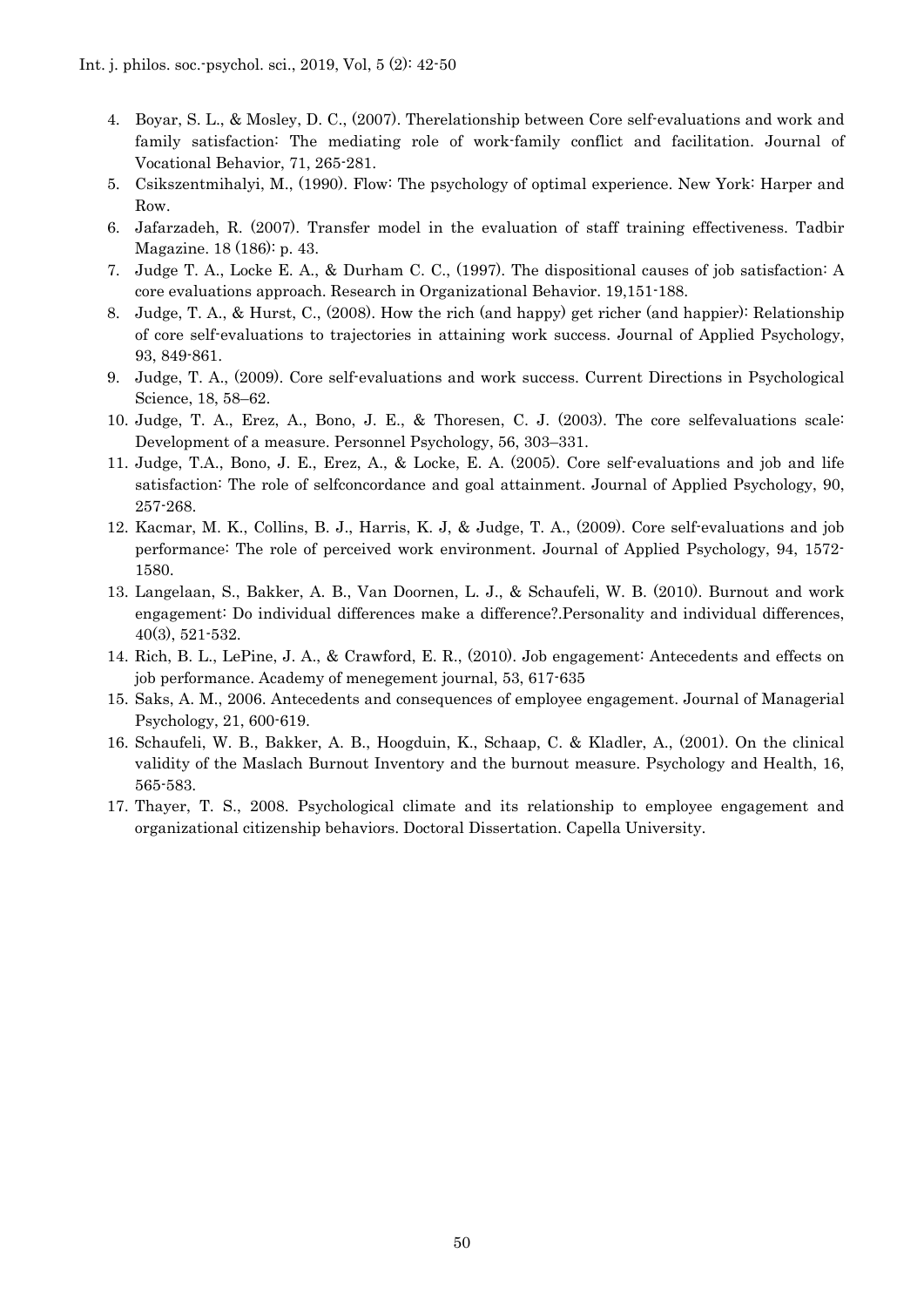4. Boyar, S. L., & Mosley, D. C., (2007). Therelationship between Core self-evaluations and work and family satisfaction: The mediating role of work-family conflict and facilitation. Journal of Vocational Behavior, 71, 265-281.
5. Csikszentmihalyi, M., (1990). Flow: The psychology of optimal experience. New York: Harper and Row.
6. Jafarzadeh, R. (2007). Transfer model in the evaluation of staff training effectiveness. Tadbir Magazine. 18 (186): p. 43.
7. Judge T. A., Locke E. A., & Durham C. C., (1997). The dispositional causes of job satisfaction: A core evaluations approach. Research in Organizational Behavior. 19,151-188.
8. Judge, T. A., & Hurst, C., (2008). How the rich (and happy) get richer (and happier): Relationship of core self-evaluations to trajectories in attaining work success. Journal of Applied Psychology, 93, 849-861.
9. Judge, T. A., (2009). Core self-evaluations and work success. Current Directions in Psychological Science, 18, 58–62.
10. Judge, T. A., Erez, A., Bono, J. E., & Thoresen, C. J. (2003). The core selfevaluations scale: Development of a measure. Personnel Psychology, 56, 303–331.
11. Judge, T.A., Bono, J. E., Erez, A., & Locke, E. A. (2005). Core self-evaluations and job and life satisfaction: The role of selfconcordance and goal attainment. Journal of Applied Psychology, 90, 257-268.
12. Kacmar, M. K., Collins, B. J., Harris, K. J, & Judge, T. A., (2009). Core self-evaluations and job performance: The role of perceived work environment. Journal of Applied Psychology, 94, 1572-1580.
13. Langelaan, S., Bakker, A. B., Van Doornen, L. J., & Schaufeli, W. B. (2010). Burnout and work engagement: Do individual differences make a difference?.Personality and individual differences, 40(3), 521-532.
14. Rich, B. L., LePine, J. A., & Crawford, E. R., (2010). Job engagement: Antecedents and effects on job performance. Academy of menegement journal, 53, 617-635
15. Saks, A. M., 2006. Antecedents and consequences of employee engagement. Journal of Managerial Psychology, 21, 600-619.
16. Schaufeli, W. B., Bakker, A. B., Hoogduin, K., Schaap, C. & Kladler, A., (2001). On the clinical validity of the Maslach Burnout Inventory and the burnout measure. Psychology and Health, 16, 565-583.
17. Thayer, T. S., 2008. Psychological climate and its relationship to employee engagement and organizational citizenship behaviors. Doctoral Dissertation. Capella University.